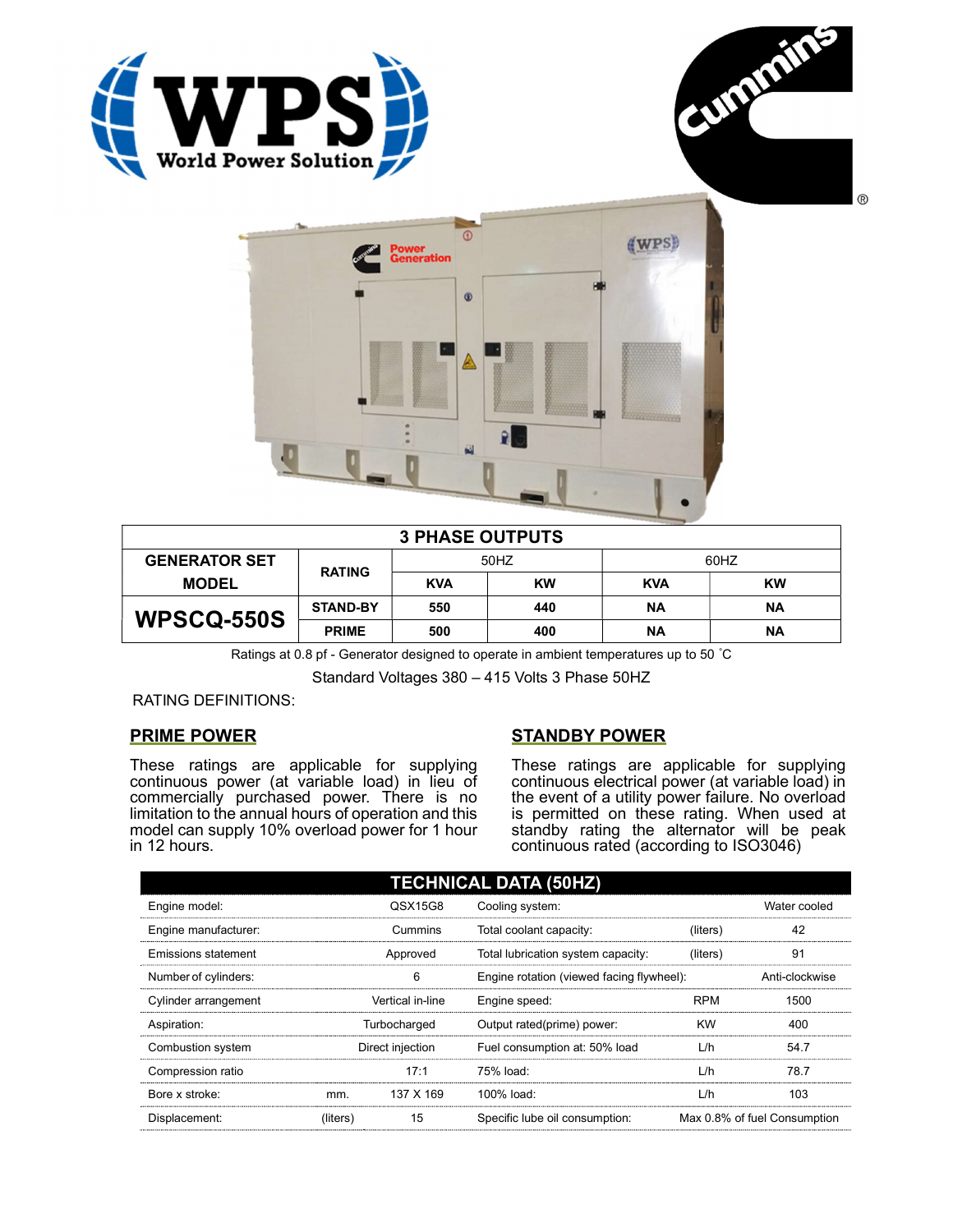WPS World Power Solution

Cummins®

| 3 PHASE OUTPUTS | | | | | |
|---|---|---|---|---|---|
| GENERATOR SET MODEL | RATING | 50HZ | | 60HZ | |
| | | KVA | KW | KVA | KW |
| WPSCQ-550S | STAND-BY | 550 | 440 | NA | NA |
| | PRIME | 500 | 400 | NA | NA |

Ratings at 0.8 pf - Generator designed to operate in ambient temperatures up to 50 ˚C

Standard Voltages 380 – 415 Volts 3 Phase 50HZ

RATING DEFINITIONS:

## PRIME POWER

These ratings are applicable for supplying continuous power (at variable load) in lieu of commercially purchased power. There is no limitation to the annual hours of operation and this model can supply 10% overload power for 1 hour in 12 hours.

## STANDBY POWER

These ratings are applicable for supplying continuous electrical power (at variable load) in the event of a utility power failure. No overload is permitted on these rating. When used at standby rating the alternator will be peak continuous rated (according to ISO3046)

| TECHNICAL DATA (50HZ) | | | | | |
|---|---|---|---|---|---|
| Engine model: | | QSX15G8 | Cooling system: | | Water cooled |
| Engine manufacturer: | | Cummins | Total coolant capacity: | (liters) | 42 |
| Emissions statement | | Approved | Total lubrication system capacity: | (liters) | 91 |
| Number of cylinders: | | 6 | Engine rotation (viewed facing flywheel): | | Anti-clockwise |
| Cylinder arrangement | | Vertical in-line | Engine speed: | RPM | 1500 |
| Aspiration: | | Turbocharged | Output rated(prime) power: | KW | 400 |
| Combustion system | | Direct injection | Fuel consumption at: 50% load | L/h | 54.7 |
| Compression ratio | | 17:1 | 75% load: | L/h | 78.7 |
| Bore x stroke: | mm. | 137 X 169 | 100% load: | L/h | 103 |
| Displacement: | (liters) | 15 | Specific lube oil consumption: | | Max 0.8% of fuel Consumption |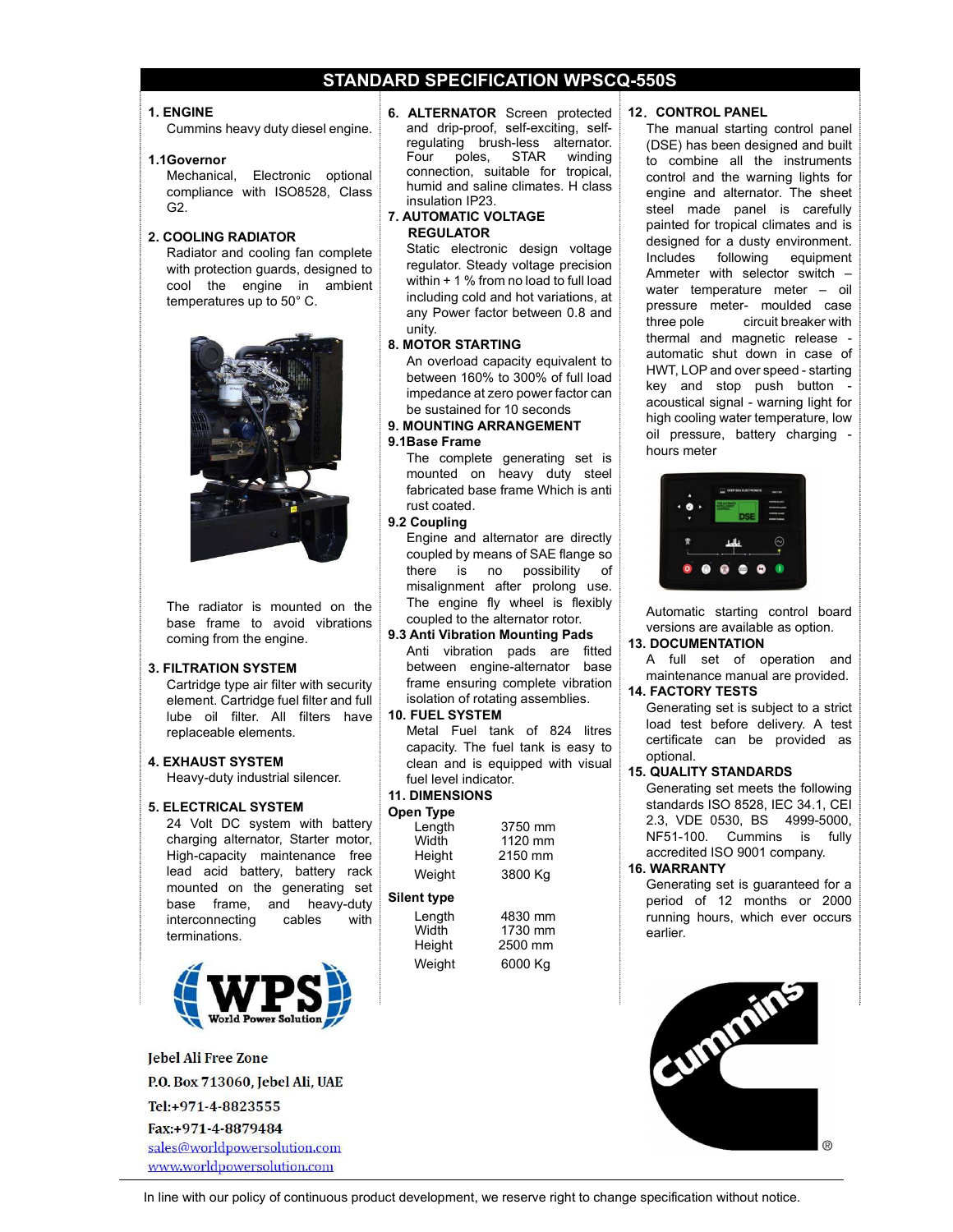# STANDARD SPECIFICATION WPSCQ-550S

## 1. ENGINE

Cummins heavy duty diesel engine.

### 1.1Governor

Mechanical, Electronic optional compliance with ISO8528, Class G2.

## 2. COOLING RADIATOR

Radiator and cooling fan complete with protection guards, designed to cool the engine in ambient temperatures up to 50° C.

The radiator is mounted on the base frame to avoid vibrations coming from the engine.

## 3. FILTRATION SYSTEM

Cartridge type air filter with security element. Cartridge fuel filter and full lube oil filter. All filters have replaceable elements.

## 4. EXHAUST SYSTEM

Heavy-duty industrial silencer.

## 5. ELECTRICAL SYSTEM

24 Volt DC system with battery charging alternator, Starter motor, High-capacity maintenance free lead acid battery, battery rack mounted on the generating set base frame, and heavy-duty interconnecting cables with terminations.

## 6. ALTERNATOR

Screen protected and drip-proof, self-exciting, self-regulating brush-less alternator. Four poles, STAR winding connection, suitable for tropical, humid and saline climates. H class insulation IP23.

## 7. AUTOMATIC VOLTAGE REGULATOR

Static electronic design voltage regulator. Steady voltage precision within + 1 % from no load to full load including cold and hot variations, at any Power factor between 0.8 and unity.

## 8. MOTOR STARTING

An overload capacity equivalent to between 160% to 300% of full load impedance at zero power factor can be sustained for 10 seconds

## 9. MOUNTING ARRANGEMENT

### 9.1Base Frame

The complete generating set is mounted on heavy duty steel fabricated base frame Which is anti rust coated.

### 9.2 Coupling

Engine and alternator are directly coupled by means of SAE flange so there is no possibility of misalignment after prolong use. The engine fly wheel is flexibly coupled to the alternator rotor.

### 9.3 Anti Vibration Mounting Pads

Anti vibration pads are fitted between engine-alternator base frame ensuring complete vibration isolation of rotating assemblies.

## 10. FUEL SYSTEM

Metal Fuel tank of 824 litres capacity. The fuel tank is easy to clean and is equipped with visual fuel level indicator.

## 11. DIMENSIONS

**Open Type**

| | |
|---|---|
| Length | 3750 mm |
| Width | 1120 mm |
| Height | 2150 mm |
| Weight | 3800 Kg |

**Silent type**

| | |
|---|---|
| Length | 4830 mm |
| Width | 1730 mm |
| Height | 2500 mm |
| Weight | 6000 Kg |

## 12. CONTROL PANEL

The manual starting control panel (DSE) has been designed and built to combine all the instruments control and the warning lights for engine and alternator. The sheet steel made panel is carefully painted for tropical climates and is designed for a dusty environment. Includes following equipment Ammeter with selector switch – water temperature meter – oil pressure meter- moulded case three pole circuit breaker with thermal and magnetic release - automatic shut down in case of HWT, LOP and over speed - starting key and stop push button - acoustical signal - warning light for high cooling water temperature, low oil pressure, battery charging - hours meter

Automatic starting control board versions are available as option.

## 13. DOCUMENTATION

A full set of operation and maintenance manual are provided.

## 14. FACTORY TESTS

Generating set is subject to a strict load test before delivery. A test certificate can be provided as optional.

## 15. QUALITY STANDARDS

Generating set meets the following standards ISO 8528, IEC 34.1, CEI 2.3, VDE 0530, BS 4999-5000, NF51-100. Cummins is fully accredited ISO 9001 company.

## 16. WARRANTY

Generating set is guaranteed for a period of 12 months or 2000 running hours, which ever occurs earlier.

WPS World Power Solution

Jebel Ali Free Zone
P.O. Box 713060, Jebel Ali, UAE
Tel:+971-4-8823555
Fax:+971-4-8879484
sales@worldpowersolution.com
www.worldpowersolution.com

Cummins®

In line with our policy of continuous product development, we reserve right to change specification without notice.